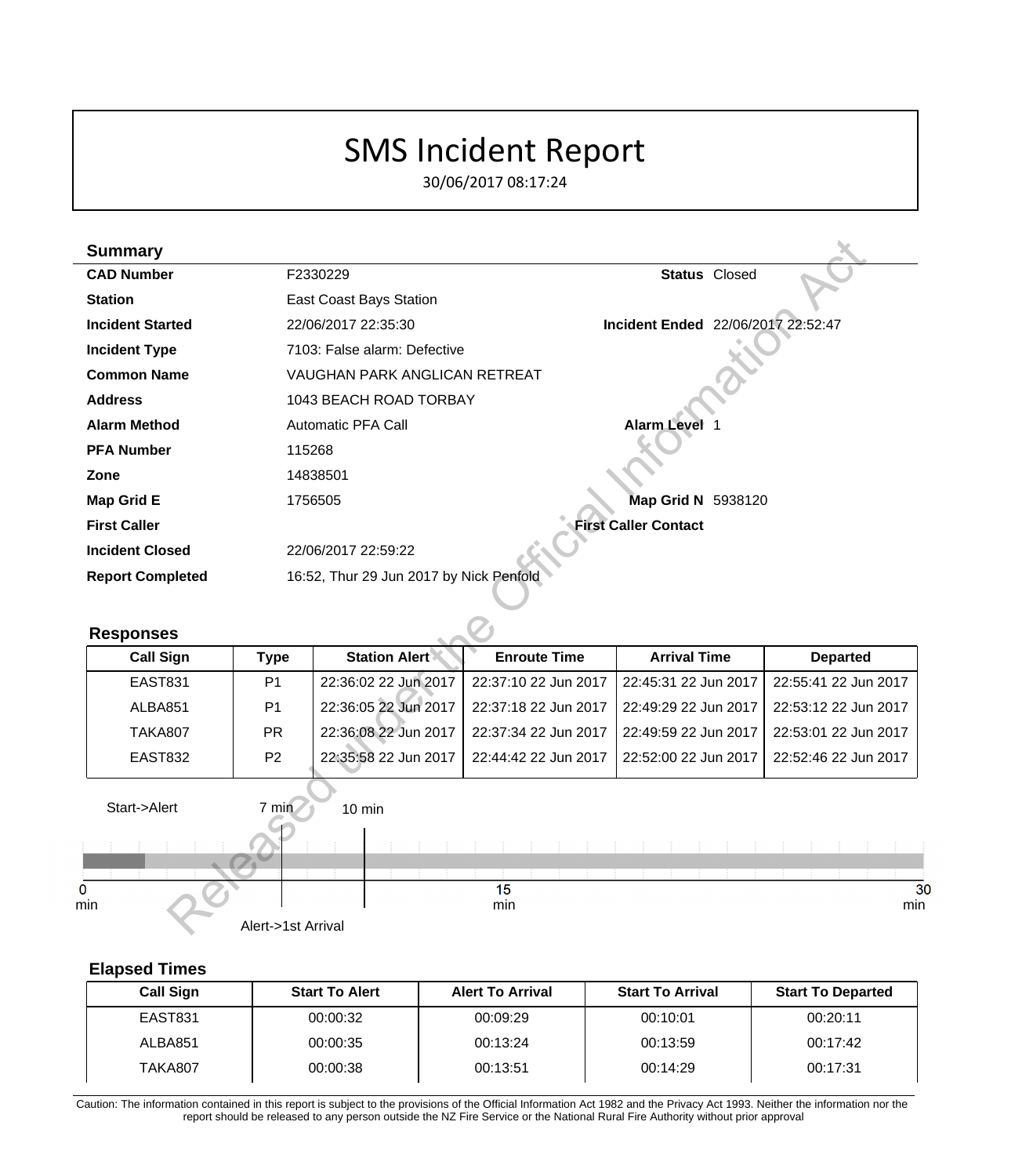# SMS Incident Report

30/06/2017 08:17:24

## Summary

| | | | |
|---|---|---|---|
| **CAD Number** | F2330229 | **Status** | Closed |
| **Station** | East Coast Bays Station | | |
| **Incident Started** | 22/06/2017 22:35:30 | **Incident Ended** | 22/06/2017 22:52:47 |
| **Incident Type** | 7103: False alarm: Defective | | |
| **Common Name** | VAUGHAN PARK ANGLICAN RETREAT | | |
| **Address** | 1043 BEACH ROAD TORBAY | | |
| **Alarm Method** | Automatic PFA Call | **Alarm Level** | 1 |
| **PFA Number** | 115268 | | |
| **Zone** | 14838501 | | |
| **Map Grid E** | 1756505 | **Map Grid N** | 5938120 |
| **First Caller** | | **First Caller Contact** | |
| **Incident Closed** | 22/06/2017 22:59:22 | | |
| **Report Completed** | 16:52, Thur 29 Jun 2017 by Nick Penfold | | |

## Responses

| Call Sign | Type | Station Alert | Enroute Time | Arrival Time | Departed |
|---|---|---|---|---|---|
| EAST831 | P1 | 22:36:02 22 Jun 2017 | 22:37:10 22 Jun 2017 | 22:45:31 22 Jun 2017 | 22:55:41 22 Jun 2017 |
| ALBA851 | P1 | 22:36:05 22 Jun 2017 | 22:37:18 22 Jun 2017 | 22:49:29 22 Jun 2017 | 22:53:12 22 Jun 2017 |
| TAKA807 | PR | 22:36:08 22 Jun 2017 | 22:37:34 22 Jun 2017 | 22:49:59 22 Jun 2017 | 22:53:01 22 Jun 2017 |
| EAST832 | P2 | 22:35:58 22 Jun 2017 | 22:44:42 22 Jun 2017 | 22:52:00 22 Jun 2017 | 22:52:46 22 Jun 2017 |

Start->Alert 7 min 10 min

0 min 15 min 30 min

Alert->1st Arrival

## Elapsed Times

| Call Sign | Start To Alert | Alert To Arrival | Start To Arrival | Start To Departed |
|---|---|---|---|---|
| EAST831 | 00:00:32 | 00:09:29 | 00:10:01 | 00:20:11 |
| ALBA851 | 00:00:35 | 00:13:24 | 00:13:59 | 00:17:42 |
| TAKA807 | 00:00:38 | 00:13:51 | 00:14:29 | 00:17:31 |

Caution: The information contained in this report is subject to the provisions of the Official Information Act 1982 and the Privacy Act 1993. Neither the information nor the report should be released to any person outside the NZ Fire Service or the National Rural Fire Authority without prior approval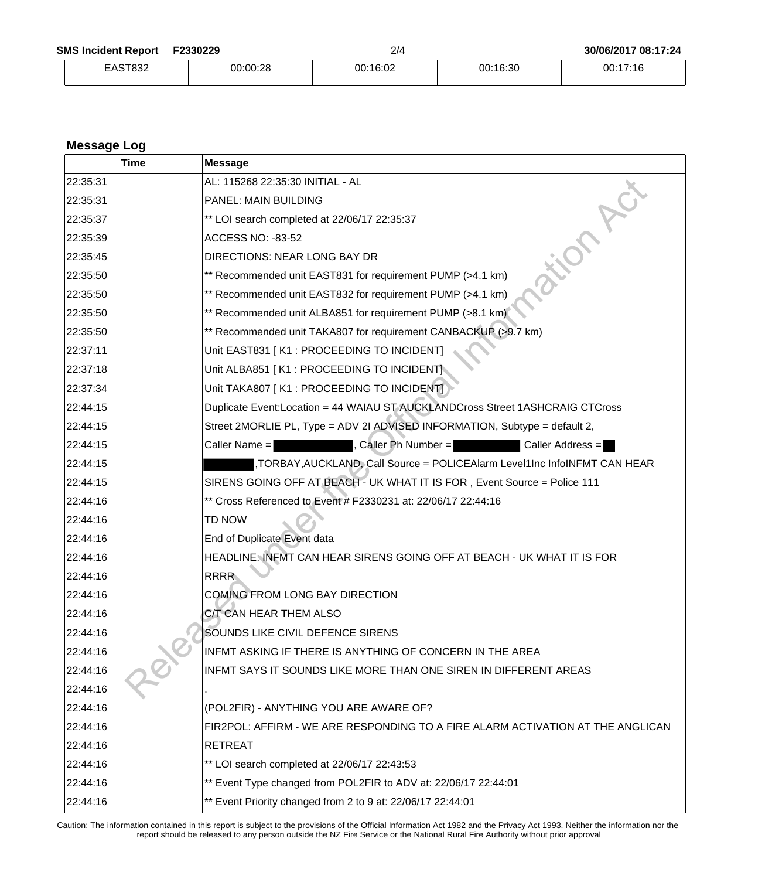| EAST832 | 00:00:28 | 00:16:02 | 00:16:30 | 00:17:16 |
|---|---|---|---|---|

## Message Log

| Time | Message |
|---|---|
| 22:35:31 | AL: 115268 22:35:30 INITIAL - AL |
| 22:35:31 | PANEL: MAIN BUILDING |
| 22:35:37 | ** LOI search completed at 22/06/17 22:35:37 |
| 22:35:39 | ACCESS NO: -83-52 |
| 22:35:45 | DIRECTIONS: NEAR LONG BAY DR |
| 22:35:50 | ** Recommended unit EAST831 for requirement PUMP (>4.1 km) |
| 22:35:50 | ** Recommended unit EAST832 for requirement PUMP (>4.1 km) |
| 22:35:50 | ** Recommended unit ALBA851 for requirement PUMP (>8.1 km) |
| 22:35:50 | ** Recommended unit TAKA807 for requirement CANBACKUP (>9.7 km) |
| 22:37:11 | Unit EAST831 [ K1 : PROCEEDING TO INCIDENT] |
| 22:37:18 | Unit ALBA851 [ K1 : PROCEEDING TO INCIDENT] |
| 22:37:34 | Unit TAKA807 [ K1 : PROCEEDING TO INCIDENT] |
| 22:44:15 | Duplicate Event:Location = 44 WAIAU ST AUCKLANDCross Street 1ASHCRAIG CTCross |
| 22:44:15 | Street 2MORLIE PL, Type = ADV 2I ADVISED INFORMATION, Subtype = default 2, |
| 22:44:15 | Caller Name = [REDACTED], Caller Ph Number = [REDACTED] Caller Address = [REDACTED] |
| 22:44:15 | [REDACTED],TORBAY,AUCKLAND, Call Source = POLICEAlarm Level1Inc InfoINFMT CAN HEAR |
| 22:44:15 | SIRENS GOING OFF AT BEACH - UK WHAT IT IS FOR , Event Source = Police 111 |
| 22:44:16 | ** Cross Referenced to Event # F2330231 at: 22/06/17 22:44:16 |
| 22:44:16 | TD NOW |
| 22:44:16 | End of Duplicate Event data |
| 22:44:16 | HEADLINE: INFMT CAN HEAR SIRENS GOING OFF AT BEACH - UK WHAT IT IS FOR |
| 22:44:16 | RRRR |
| 22:44:16 | COMING FROM LONG BAY DIRECTION |
| 22:44:16 | C/T CAN HEAR THEM ALSO |
| 22:44:16 | SOUNDS LIKE CIVIL DEFENCE SIRENS |
| 22:44:16 | INFMT ASKING IF THERE IS ANYTHING OF CONCERN IN THE AREA |
| 22:44:16 | INFMT SAYS IT SOUNDS LIKE MORE THAN ONE SIREN IN DIFFERENT AREAS |
| 22:44:16 | . |
| 22:44:16 | (POL2FIR) - ANYTHING YOU ARE AWARE OF? |
| 22:44:16 | FIR2POL: AFFIRM - WE ARE RESPONDING TO A FIRE ALARM ACTIVATION AT THE ANGLICAN |
| 22:44:16 | RETREAT |
| 22:44:16 | ** LOI search completed at 22/06/17 22:43:53 |
| 22:44:16 | ** Event Type changed from POL2FIR to ADV at: 22/06/17 22:44:01 |
| 22:44:16 | ** Event Priority changed from 2 to 9 at: 22/06/17 22:44:01 |

Caution: The information contained in this report is subject to the provisions of the Official Information Act 1982 and the Privacy Act 1993. Neither the information nor the report should be released to any person outside the NZ Fire Service or the National Rural Fire Authority without prior approval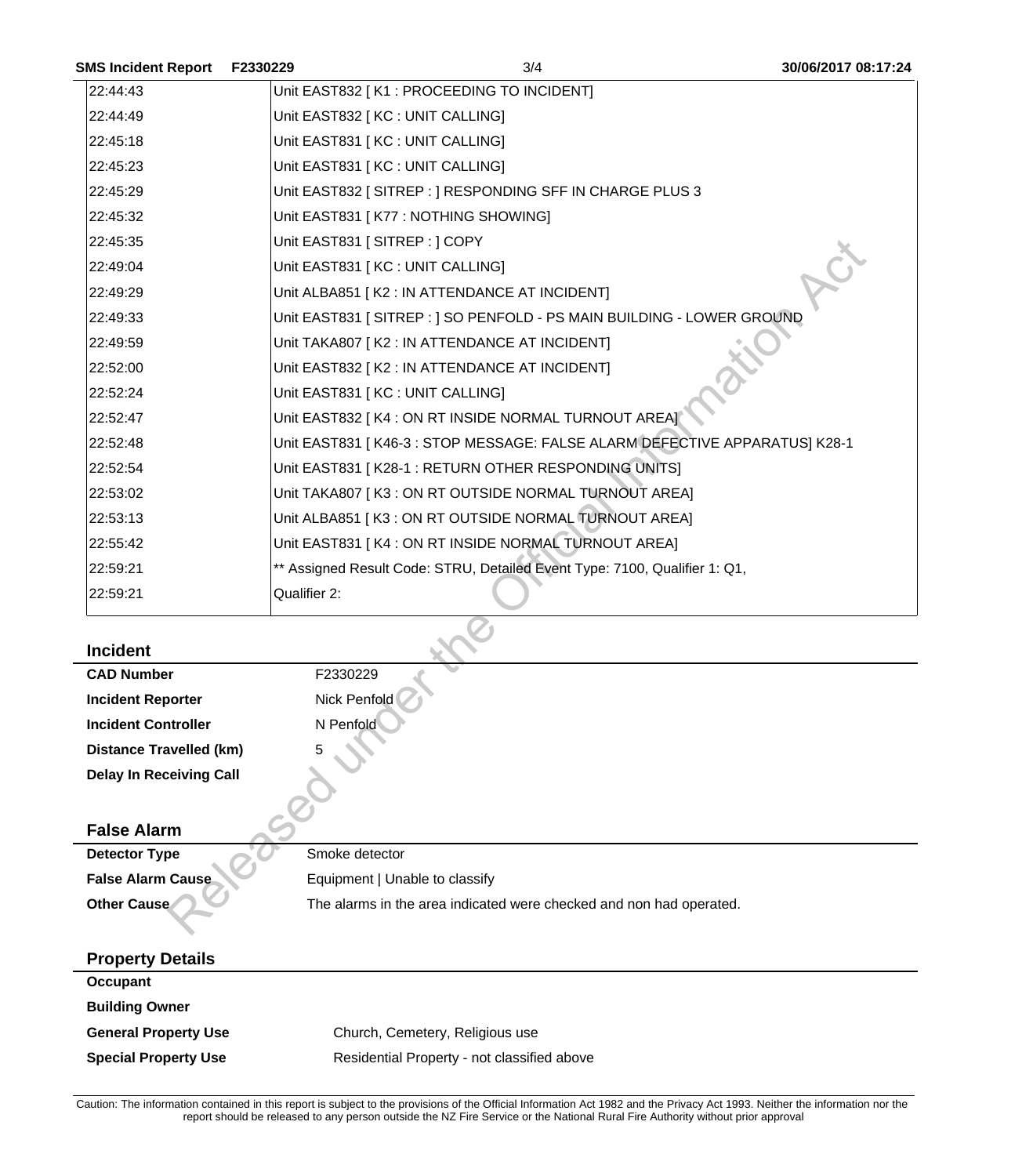| | |
|---|---|
| 22:44:43 | Unit EAST832 [ K1 : PROCEEDING TO INCIDENT] |
| 22:44:49 | Unit EAST832 [ KC : UNIT CALLING] |
| 22:45:18 | Unit EAST831 [ KC : UNIT CALLING] |
| 22:45:23 | Unit EAST831 [ KC : UNIT CALLING] |
| 22:45:29 | Unit EAST832 [ SITREP : ] RESPONDING SFF IN CHARGE PLUS 3 |
| 22:45:32 | Unit EAST831 [ K77 : NOTHING SHOWING] |
| 22:45:35 | Unit EAST831 [ SITREP : ] COPY |
| 22:49:04 | Unit EAST831 [ KC : UNIT CALLING] |
| 22:49:29 | Unit ALBA851 [ K2 : IN ATTENDANCE AT INCIDENT] |
| 22:49:33 | Unit EAST831 [ SITREP : ] SO PENFOLD - PS MAIN BUILDING - LOWER GROUND |
| 22:49:59 | Unit TAKA807 [ K2 : IN ATTENDANCE AT INCIDENT] |
| 22:52:00 | Unit EAST832 [ K2 : IN ATTENDANCE AT INCIDENT] |
| 22:52:24 | Unit EAST831 [ KC : UNIT CALLING] |
| 22:52:47 | Unit EAST832 [ K4 : ON RT INSIDE NORMAL TURNOUT AREA] |
| 22:52:48 | Unit EAST831 [ K46-3 : STOP MESSAGE: FALSE ALARM DEFECTIVE APPARATUS] K28-1 |
| 22:52:54 | Unit EAST831 [ K28-1 : RETURN OTHER RESPONDING UNITS] |
| 22:53:02 | Unit TAKA807 [ K3 : ON RT OUTSIDE NORMAL TURNOUT AREA] |
| 22:53:13 | Unit ALBA851 [ K3 : ON RT OUTSIDE NORMAL TURNOUT AREA] |
| 22:55:42 | Unit EAST831 [ K4 : ON RT INSIDE NORMAL TURNOUT AREA] |
| 22:59:21 | ** Assigned Result Code: STRU, Detailed Event Type: 7100, Qualifier 1: Q1, |
| 22:59:21 | Qualifier 2: |

## Incident

| | |
|---|---|
| **CAD Number** | F2330229 |
| **Incident Reporter** | Nick Penfold |
| **Incident Controller** | N Penfold |
| **Distance Travelled (km)** | 5 |
| **Delay In Receiving Call** | |

## False Alarm

| | |
|---|---|
| **Detector Type** | Smoke detector |
| **False Alarm Cause** | Equipment \| Unable to classify |
| **Other Cause** | The alarms in the area indicated were checked and non had operated. |

## Property Details

| | |
|---|---|
| **Occupant** | |
| **Building Owner** | |
| **General Property Use** | Church, Cemetery, Religious use |
| **Special Property Use** | Residential Property - not classified above |

Caution: The information contained in this report is subject to the provisions of the Official Information Act 1982 and the Privacy Act 1993. Neither the information nor the report should be released to any person outside the NZ Fire Service or the National Rural Fire Authority without prior approval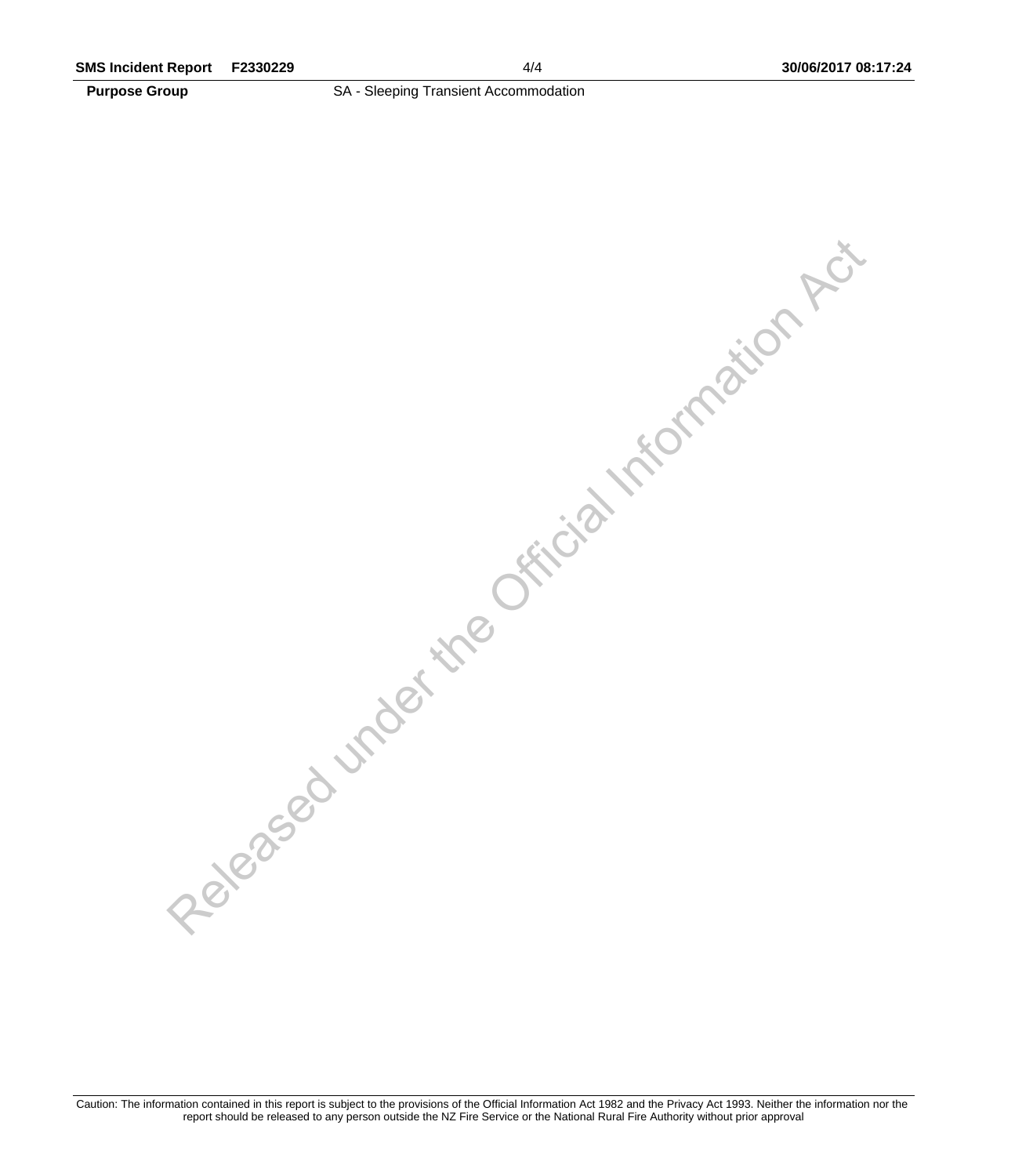| | |
|---|---|
| **Purpose Group** | SA - Sleeping Transient Accommodation |